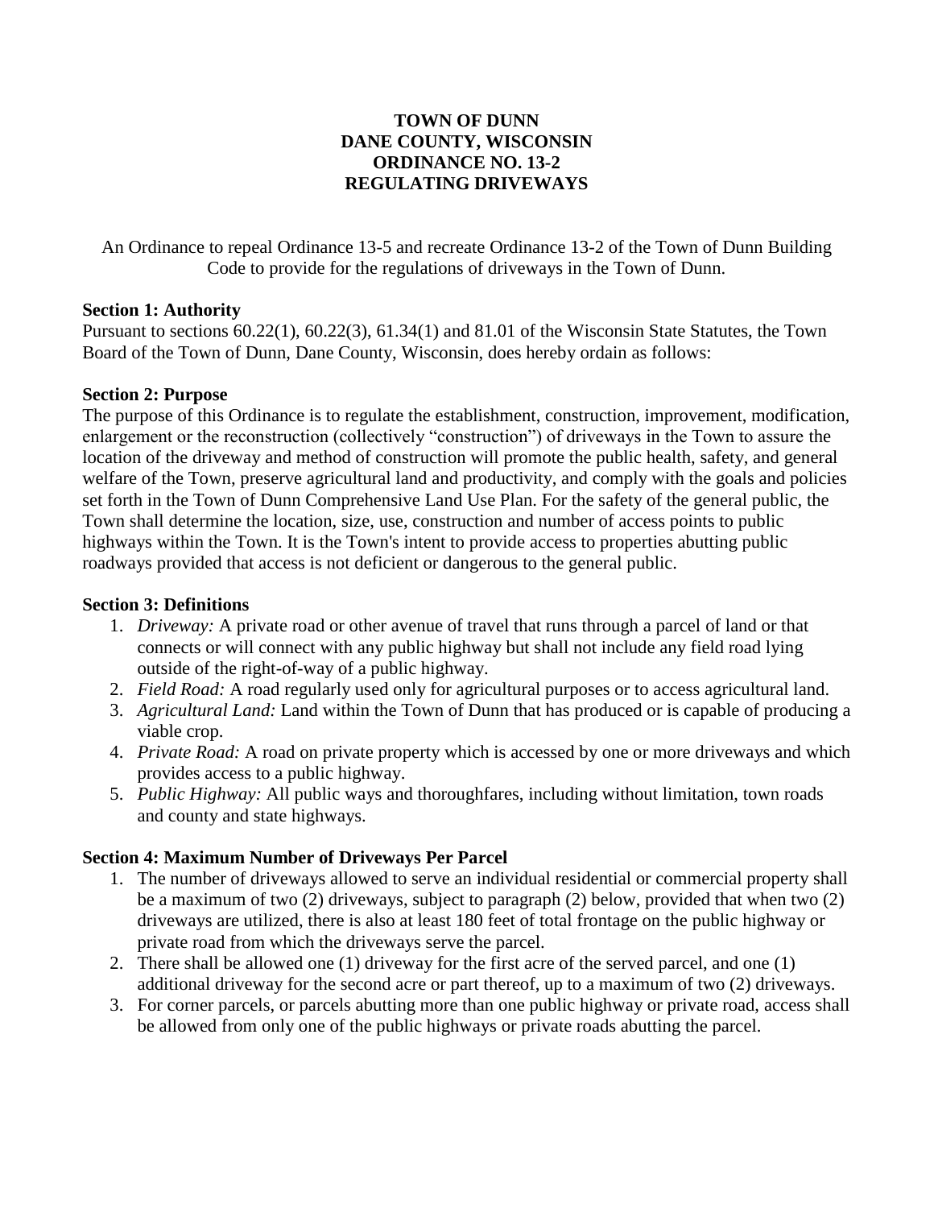# TOWN OF DUNN
# DANE COUNTY, WISCONSIN
# ORDINANCE NO. 13-2
# REGULATING DRIVEWAYS

An Ordinance to repeal Ordinance 13-5 and recreate Ordinance 13-2 of the Town of Dunn Building Code to provide for the regulations of driveways in the Town of Dunn.

**Section 1: Authority**

Pursuant to sections 60.22(1), 60.22(3), 61.34(1) and 81.01 of the Wisconsin State Statutes, the Town Board of the Town of Dunn, Dane County, Wisconsin, does hereby ordain as follows:

**Section 2: Purpose**

The purpose of this Ordinance is to regulate the establishment, construction, improvement, modification, enlargement or the reconstruction (collectively "construction") of driveways in the Town to assure the location of the driveway and method of construction will promote the public health, safety, and general welfare of the Town, preserve agricultural land and productivity, and comply with the goals and policies set forth in the Town of Dunn Comprehensive Land Use Plan. For the safety of the general public, the Town shall determine the location, size, use, construction and number of access points to public highways within the Town. It is the Town's intent to provide access to properties abutting public roadways provided that access is not deficient or dangerous to the general public.

**Section 3: Definitions**

1. *Driveway:* A private road or other avenue of travel that runs through a parcel of land or that connects or will connect with any public highway but shall not include any field road lying outside of the right-of-way of a public highway.
2. *Field Road:* A road regularly used only for agricultural purposes or to access agricultural land.
3. *Agricultural Land:* Land within the Town of Dunn that has produced or is capable of producing a viable crop.
4. *Private Road:* A road on private property which is accessed by one or more driveways and which provides access to a public highway.
5. *Public Highway:* All public ways and thoroughfares, including without limitation, town roads and county and state highways.

**Section 4: Maximum Number of Driveways Per Parcel**

1. The number of driveways allowed to serve an individual residential or commercial property shall be a maximum of two (2) driveways, subject to paragraph (2) below, provided that when two (2) driveways are utilized, there is also at least 180 feet of total frontage on the public highway or private road from which the driveways serve the parcel.
2. There shall be allowed one (1) driveway for the first acre of the served parcel, and one (1) additional driveway for the second acre or part thereof, up to a maximum of two (2) driveways.
3. For corner parcels, or parcels abutting more than one public highway or private road, access shall be allowed from only one of the public highways or private roads abutting the parcel.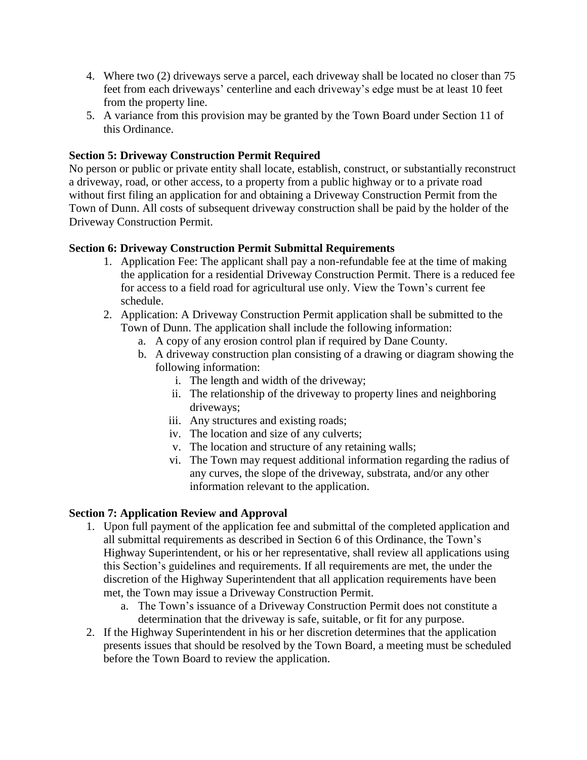4. Where two (2) driveways serve a parcel, each driveway shall be located no closer than 75 feet from each driveways' centerline and each driveway's edge must be at least 10 feet from the property line.
5. A variance from this provision may be granted by the Town Board under Section 11 of this Ordinance.

**Section 5: Driveway Construction Permit Required**

No person or public or private entity shall locate, establish, construct, or substantially reconstruct a driveway, road, or other access, to a property from a public highway or to a private road without first filing an application for and obtaining a Driveway Construction Permit from the Town of Dunn. All costs of subsequent driveway construction shall be paid by the holder of the Driveway Construction Permit.

**Section 6: Driveway Construction Permit Submittal Requirements**

1. Application Fee: The applicant shall pay a non-refundable fee at the time of making the application for a residential Driveway Construction Permit. There is a reduced fee for access to a field road for agricultural use only. View the Town's current fee schedule.
2. Application: A Driveway Construction Permit application shall be submitted to the Town of Dunn. The application shall include the following information:
   a. A copy of any erosion control plan if required by Dane County.
   b. A driveway construction plan consisting of a drawing or diagram showing the following information:
      i. The length and width of the driveway;
      ii. The relationship of the driveway to property lines and neighboring driveways;
      iii. Any structures and existing roads;
      iv. The location and size of any culverts;
      v. The location and structure of any retaining walls;
      vi. The Town may request additional information regarding the radius of any curves, the slope of the driveway, substrata, and/or any other information relevant to the application.

**Section 7: Application Review and Approval**

1. Upon full payment of the application fee and submittal of the completed application and all submittal requirements as described in Section 6 of this Ordinance, the Town's Highway Superintendent, or his or her representative, shall review all applications using this Section's guidelines and requirements. If all requirements are met, the under the discretion of the Highway Superintendent that all application requirements have been met, the Town may issue a Driveway Construction Permit.
   a. The Town's issuance of a Driveway Construction Permit does not constitute a determination that the driveway is safe, suitable, or fit for any purpose.
2. If the Highway Superintendent in his or her discretion determines that the application presents issues that should be resolved by the Town Board, a meeting must be scheduled before the Town Board to review the application.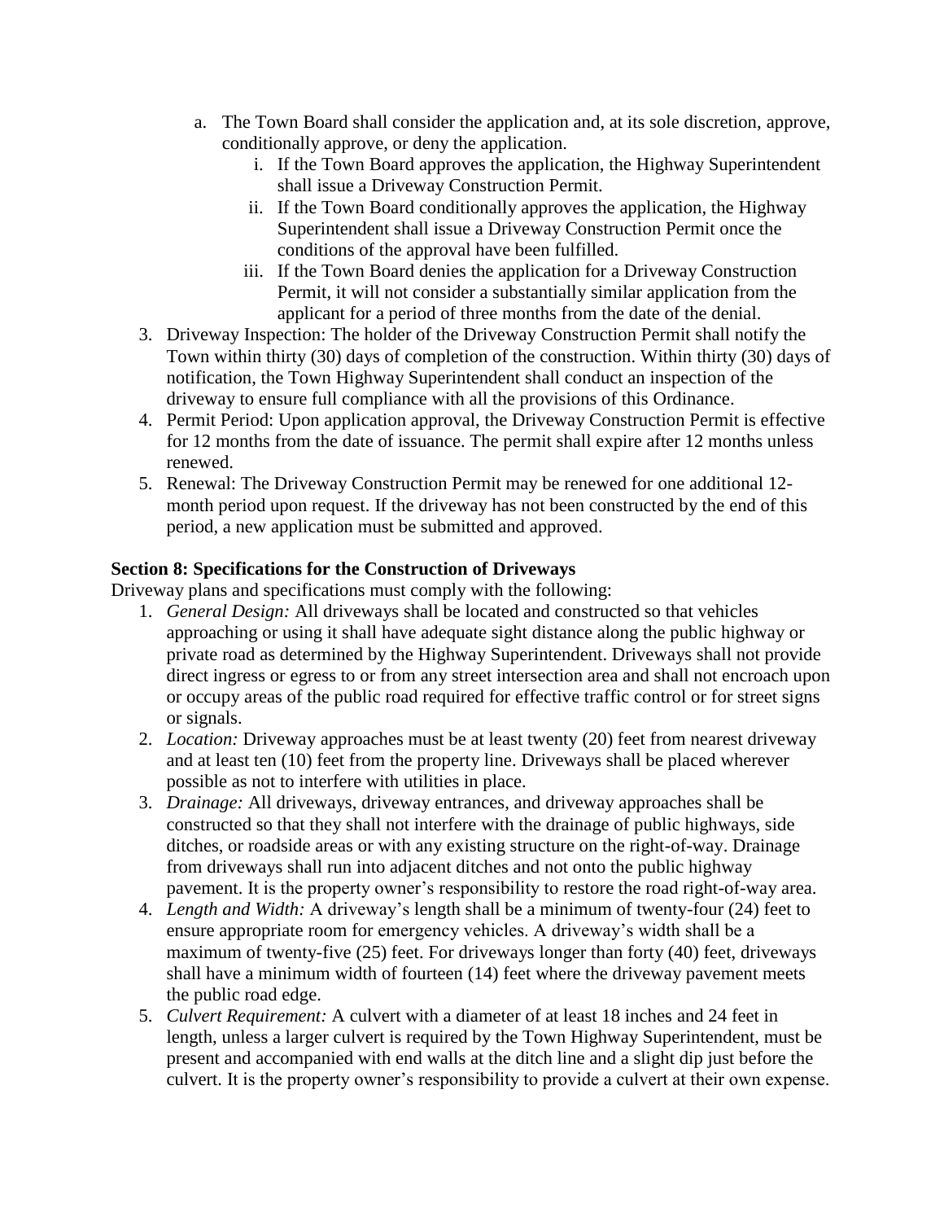a. The Town Board shall consider the application and, at its sole discretion, approve, conditionally approve, or deny the application.
    i. If the Town Board approves the application, the Highway Superintendent shall issue a Driveway Construction Permit.
    ii. If the Town Board conditionally approves the application, the Highway Superintendent shall issue a Driveway Construction Permit once the conditions of the approval have been fulfilled.
    iii. If the Town Board denies the application for a Driveway Construction Permit, it will not consider a substantially similar application from the applicant for a period of three months from the date of the denial.

3. Driveway Inspection: The holder of the Driveway Construction Permit shall notify the Town within thirty (30) days of completion of the construction. Within thirty (30) days of notification, the Town Highway Superintendent shall conduct an inspection of the driveway to ensure full compliance with all the provisions of this Ordinance.
4. Permit Period: Upon application approval, the Driveway Construction Permit is effective for 12 months from the date of issuance. The permit shall expire after 12 months unless renewed.
5. Renewal: The Driveway Construction Permit may be renewed for one additional 12-month period upon request. If the driveway has not been constructed by the end of this period, a new application must be submitted and approved.

**Section 8: Specifications for the Construction of Driveways**

Driveway plans and specifications must comply with the following:

1. *General Design:* All driveways shall be located and constructed so that vehicles approaching or using it shall have adequate sight distance along the public highway or private road as determined by the Highway Superintendent. Driveways shall not provide direct ingress or egress to or from any street intersection area and shall not encroach upon or occupy areas of the public road required for effective traffic control or for street signs or signals.
2. *Location:* Driveway approaches must be at least twenty (20) feet from nearest driveway and at least ten (10) feet from the property line. Driveways shall be placed wherever possible as not to interfere with utilities in place.
3. *Drainage:* All driveways, driveway entrances, and driveway approaches shall be constructed so that they shall not interfere with the drainage of public highways, side ditches, or roadside areas or with any existing structure on the right-of-way. Drainage from driveways shall run into adjacent ditches and not onto the public highway pavement. It is the property owner's responsibility to restore the road right-of-way area.
4. *Length and Width:* A driveway's length shall be a minimum of twenty-four (24) feet to ensure appropriate room for emergency vehicles. A driveway's width shall be a maximum of twenty-five (25) feet. For driveways longer than forty (40) feet, driveways shall have a minimum width of fourteen (14) feet where the driveway pavement meets the public road edge.
5. *Culvert Requirement:* A culvert with a diameter of at least 18 inches and 24 feet in length, unless a larger culvert is required by the Town Highway Superintendent, must be present and accompanied with end walls at the ditch line and a slight dip just before the culvert. It is the property owner's responsibility to provide a culvert at their own expense.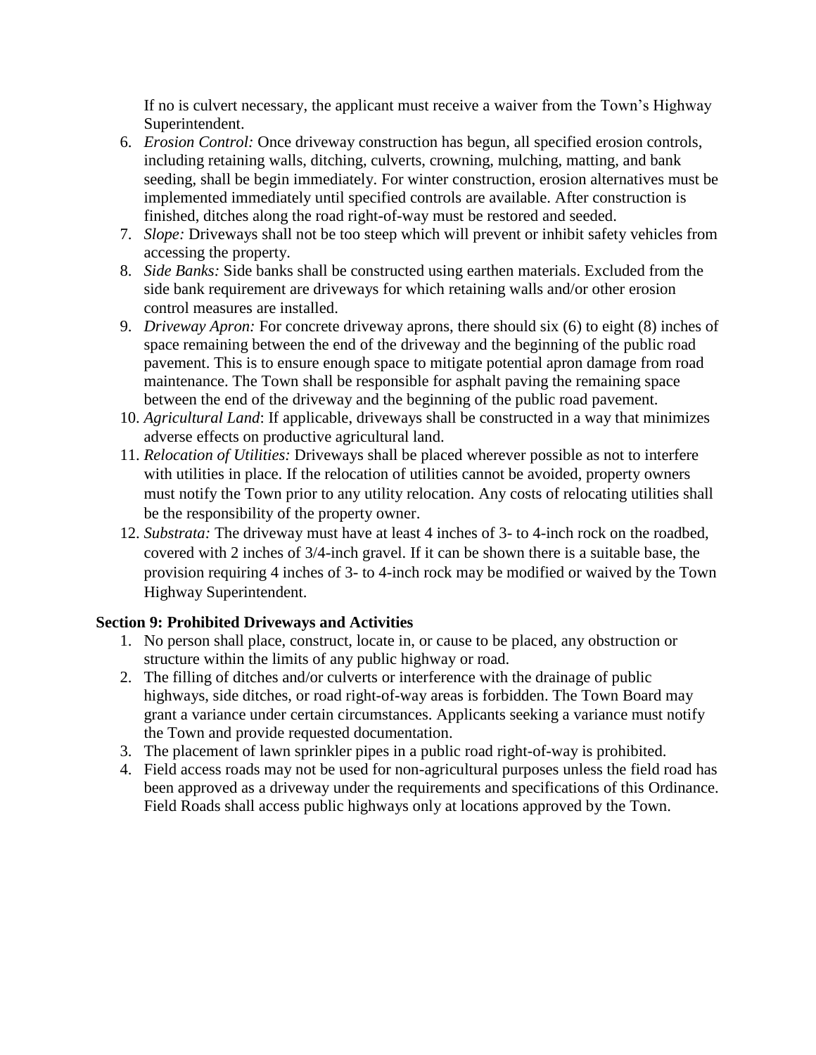If no is culvert necessary, the applicant must receive a waiver from the Town's Highway Superintendent.

6. *Erosion Control:* Once driveway construction has begun, all specified erosion controls, including retaining walls, ditching, culverts, crowning, mulching, matting, and bank seeding, shall be begin immediately. For winter construction, erosion alternatives must be implemented immediately until specified controls are available. After construction is finished, ditches along the road right-of-way must be restored and seeded.
7. *Slope:* Driveways shall not be too steep which will prevent or inhibit safety vehicles from accessing the property.
8. *Side Banks:* Side banks shall be constructed using earthen materials. Excluded from the side bank requirement are driveways for which retaining walls and/or other erosion control measures are installed.
9. *Driveway Apron:* For concrete driveway aprons, there should six (6) to eight (8) inches of space remaining between the end of the driveway and the beginning of the public road pavement. This is to ensure enough space to mitigate potential apron damage from road maintenance. The Town shall be responsible for asphalt paving the remaining space between the end of the driveway and the beginning of the public road pavement.
10. *Agricultural Land*: If applicable, driveways shall be constructed in a way that minimizes adverse effects on productive agricultural land.
11. *Relocation of Utilities:* Driveways shall be placed wherever possible as not to interfere with utilities in place. If the relocation of utilities cannot be avoided, property owners must notify the Town prior to any utility relocation. Any costs of relocating utilities shall be the responsibility of the property owner.
12. *Substrata:* The driveway must have at least 4 inches of 3- to 4-inch rock on the roadbed, covered with 2 inches of 3/4-inch gravel. If it can be shown there is a suitable base, the provision requiring 4 inches of 3- to 4-inch rock may be modified or waived by the Town Highway Superintendent.

**Section 9: Prohibited Driveways and Activities**

1. No person shall place, construct, locate in, or cause to be placed, any obstruction or structure within the limits of any public highway or road.
2. The filling of ditches and/or culverts or interference with the drainage of public highways, side ditches, or road right-of-way areas is forbidden. The Town Board may grant a variance under certain circumstances. Applicants seeking a variance must notify the Town and provide requested documentation.
3. The placement of lawn sprinkler pipes in a public road right-of-way is prohibited.
4. Field access roads may not be used for non-agricultural purposes unless the field road has been approved as a driveway under the requirements and specifications of this Ordinance. Field Roads shall access public highways only at locations approved by the Town.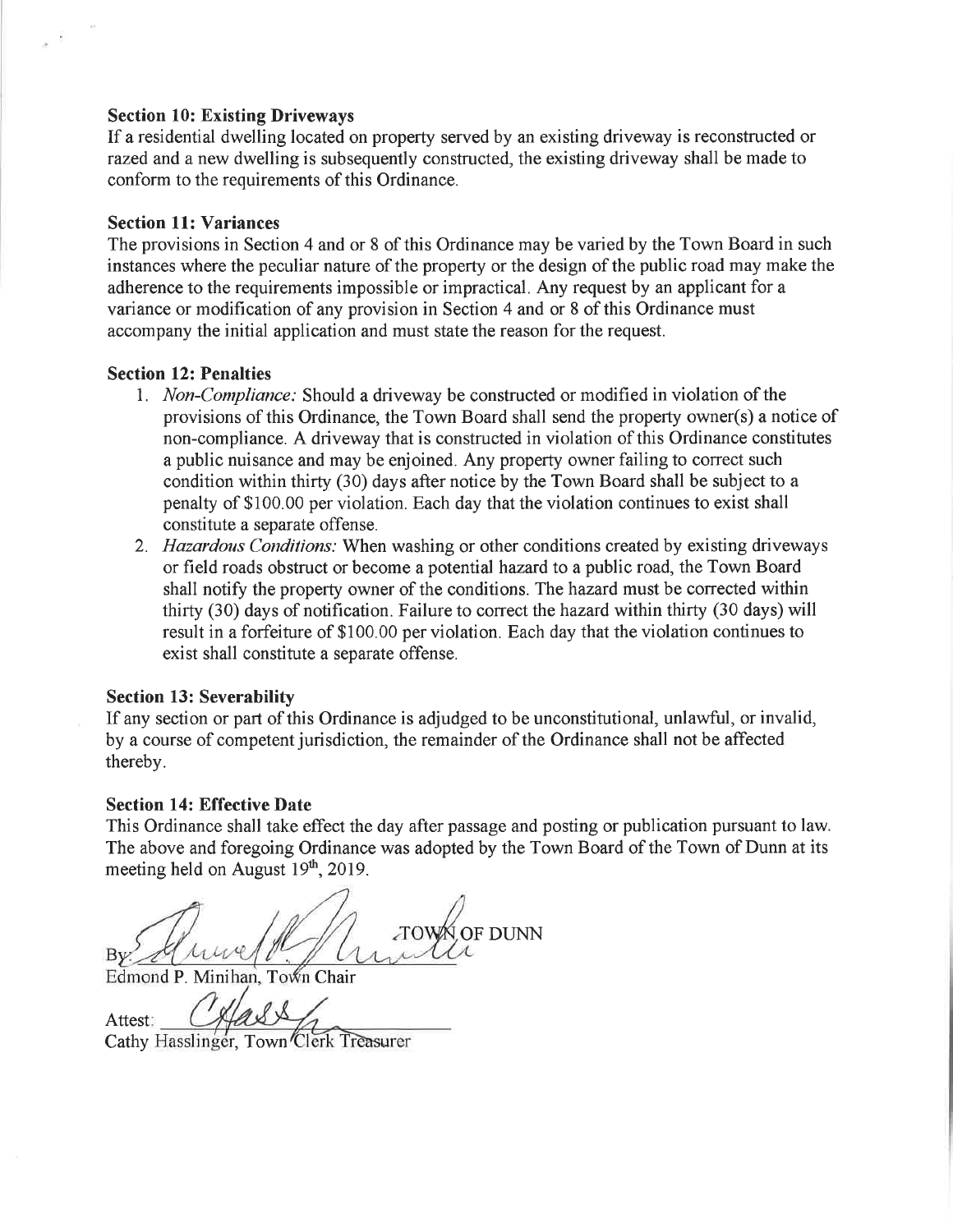**Section 10: Existing Driveways**

If a residential dwelling located on property served by an existing driveway is reconstructed or razed and a new dwelling is subsequently constructed, the existing driveway shall be made to conform to the requirements of this Ordinance.

**Section 11: Variances**

The provisions in Section 4 and or 8 of this Ordinance may be varied by the Town Board in such instances where the peculiar nature of the property or the design of the public road may make the adherence to the requirements impossible or impractical. Any request by an applicant for a variance or modification of any provision in Section 4 and or 8 of this Ordinance must accompany the initial application and must state the reason for the request.

**Section 12: Penalties**

1. *Non-Compliance:* Should a driveway be constructed or modified in violation of the provisions of this Ordinance, the Town Board shall send the property owner(s) a notice of non-compliance. A driveway that is constructed in violation of this Ordinance constitutes a public nuisance and may be enjoined. Any property owner failing to correct such condition within thirty (30) days after notice by the Town Board shall be subject to a penalty of $100.00 per violation. Each day that the violation continues to exist shall constitute a separate offense.
2. *Hazardous Conditions:* When washing or other conditions created by existing driveways or field roads obstruct or become a potential hazard to a public road, the Town Board shall notify the property owner of the conditions. The hazard must be corrected within thirty (30) days of notification. Failure to correct the hazard within thirty (30 days) will result in a forfeiture of $100.00 per violation. Each day that the violation continues to exist shall constitute a separate offense.

**Section 13: Severability**

If any section or part of this Ordinance is adjudged to be unconstitutional, unlawful, or invalid, by a course of competent jurisdiction, the remainder of the Ordinance shall not be affected thereby.

**Section 14: Effective Date**

This Ordinance shall take effect the day after passage and posting or publication pursuant to law. The above and foregoing Ordinance was adopted by the Town Board of the Town of Dunn at its meeting held on August 19th, 2019.

TOWN OF DUNN

By: ______________________

Edmond P. Minihan, Town Chair

Attest: ______________________

Cathy Hasslinger, Town Clerk Treasurer